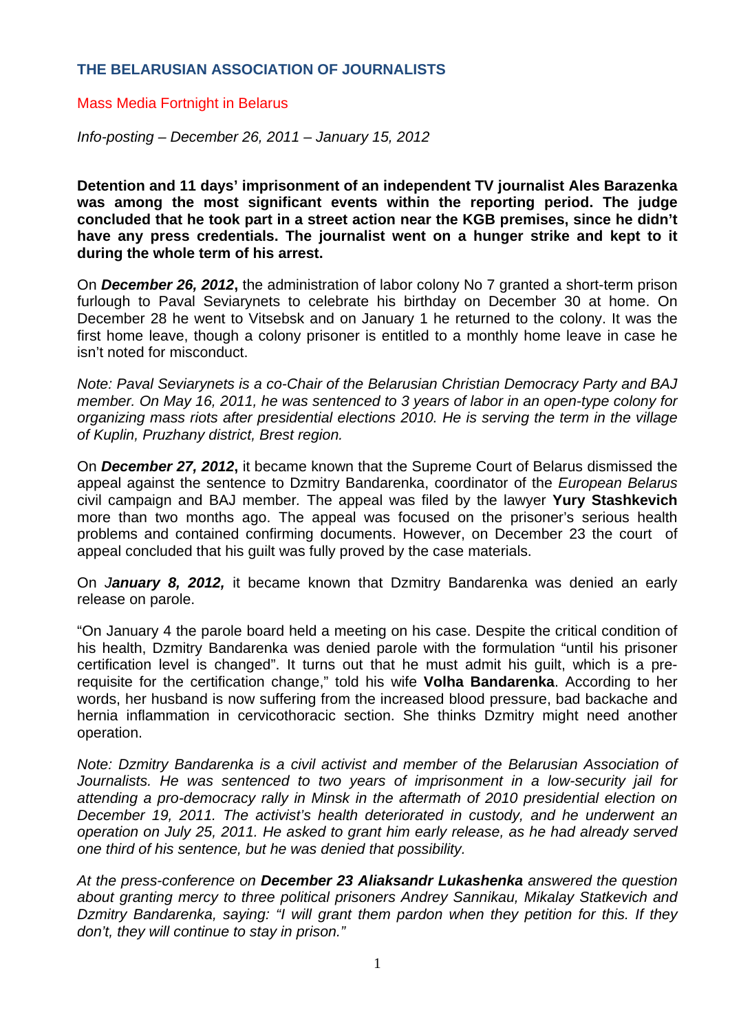## THE BELARUSIAN ASSOCIATION OF JOURNALISTS

Mass Media Fortnight in Belarus

*Info-posting – December 26, 2011 – January 15, 2012*

**Detention and 11 days' imprisonment of an independent TV journalist Ales Barazenka was among the most significant events within the reporting period. The judge concluded that he took part in a street action near the KGB premises, since he didn't have any press credentials. The journalist went on a hunger strike and kept to it during the whole term of his arrest.**

On ***December 26, 2012***, the administration of labor colony No 7 granted a short-term prison furlough to Paval Seviarynets to celebrate his birthday on December 30 at home. On December 28 he went to Vitsebsk and on January 1 he returned to the colony. It was the first home leave, though a colony prisoner is entitled to a monthly home leave in case he isn't noted for misconduct.

*Note: Paval Seviarynets is a co-Chair of the Belarusian Christian Democracy Party and BAJ member. On May 16, 2011, he was sentenced to 3 years of labor in an open-type colony for organizing mass riots after presidential elections 2010. He is serving the term in the village of Kuplin, Pruzhany district, Brest region.*

On ***December 27, 2012***, it became known that the Supreme Court of Belarus dismissed the appeal against the sentence to Dzmitry Bandarenka, coordinator of the *European Belarus* civil campaign and BAJ member. The appeal was filed by the lawyer **Yury Stashkevich** more than two months ago. The appeal was focused on the prisoner's serious health problems and contained confirming documents. However, on December 23 the court of appeal concluded that his guilt was fully proved by the case materials.

On J***anuary 8, 2012,*** it became known that Dzmitry Bandarenka was denied an early release on parole.

"On January 4 the parole board held a meeting on his case. Despite the critical condition of his health, Dzmitry Bandarenka was denied parole with the formulation "until his prisoner certification level is changed". It turns out that he must admit his guilt, which is a pre-requisite for the certification change," told his wife **Volha Bandarenka**. According to her words, her husband is now suffering from the increased blood pressure, bad backache and hernia inflammation in cervicothoracic section. She thinks Dzmitry might need another operation.

*Note: Dzmitry Bandarenka is a civil activist and member of the Belarusian Association of Journalists. He was sentenced to two years of imprisonment in a low-security jail for attending a pro-democracy rally in Minsk in the aftermath of 2010 presidential election on December 19, 2011. The activist's health deteriorated in custody, and he underwent an operation on July 25, 2011. He asked to grant him early release, as he had already served one third of his sentence, but he was denied that possibility.*

*At the press-conference on **December 23 Aliaksandr Lukashenka** answered the question about granting mercy to three political prisoners Andrey Sannikau, Mikalay Statkevich and Dzmitry Bandarenka, saying: "I will grant them pardon when they petition for this. If they don't, they will continue to stay in prison."*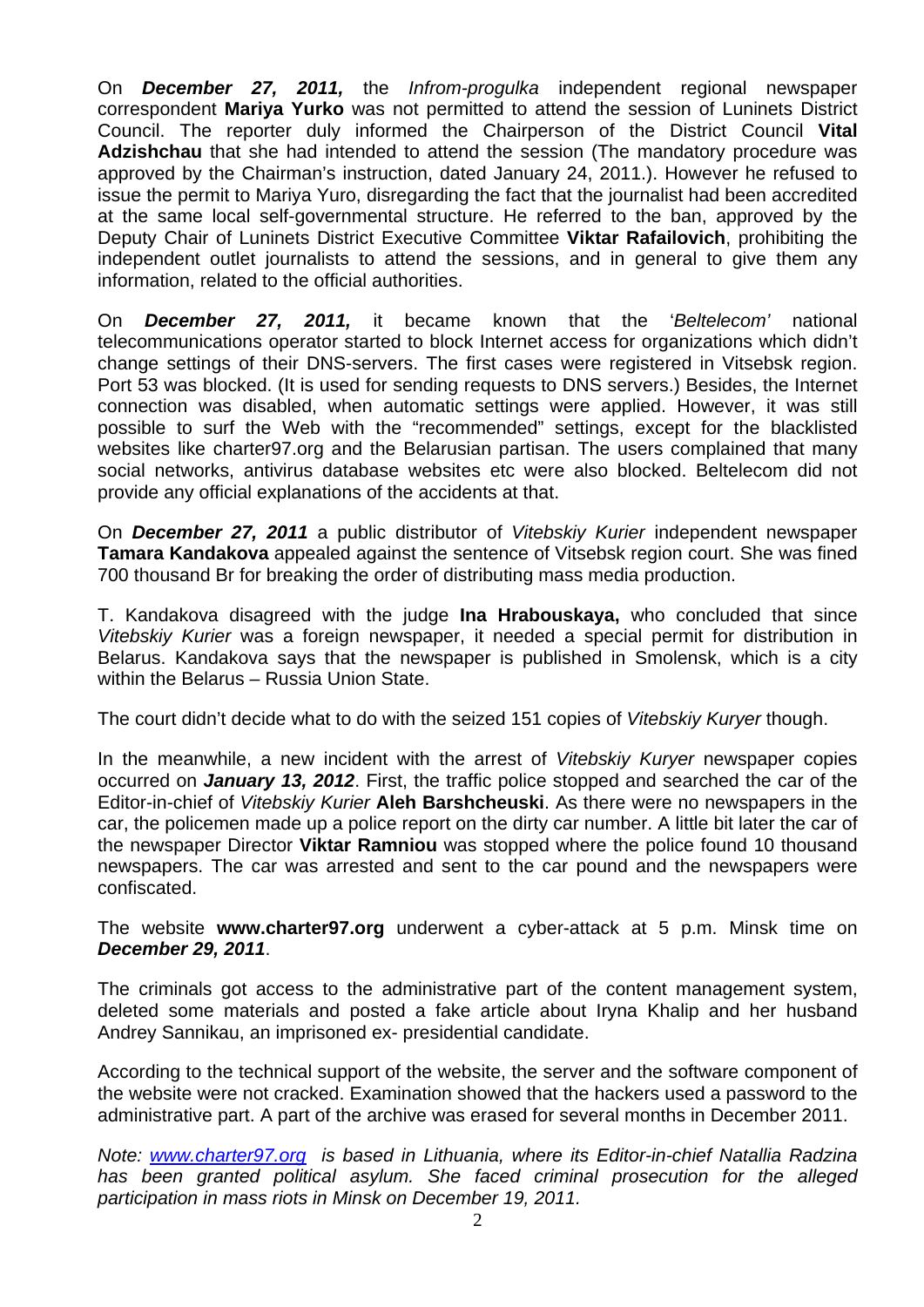On ***December 27, 2011,*** the *Infrom-progulka* independent regional newspaper correspondent **Mariya Yurko** was not permitted to attend the session of Luninets District Council. The reporter duly informed the Chairperson of the District Council **Vital Adzishchau** that she had intended to attend the session (The mandatory procedure was approved by the Chairman's instruction, dated January 24, 2011.). However he refused to issue the permit to Mariya Yuro, disregarding the fact that the journalist had been accredited at the same local self-governmental structure. He referred to the ban, approved by the Deputy Chair of Luninets District Executive Committee **Viktar Rafailovich**, prohibiting the independent outlet journalists to attend the sessions, and in general to give them any information, related to the official authorities.

On ***December 27, 2011,*** it became known that the '*Beltelecom*' national telecommunications operator started to block Internet access for organizations which didn't change settings of their DNS-servers. The first cases were registered in Vitsebsk region. Port 53 was blocked. (It is used for sending requests to DNS servers.) Besides, the Internet connection was disabled, when automatic settings were applied. However, it was still possible to surf the Web with the "recommended" settings, except for the blacklisted websites like charter97.org and the Belarusian partisan. The users complained that many social networks, antivirus database websites etc were also blocked. Beltelecom did not provide any official explanations of the accidents at that.

On ***December 27, 2011*** a public distributor of *Vitebskiy Kurier* independent newspaper **Tamara Kandakova** appealed against the sentence of Vitsebsk region court. She was fined 700 thousand Br for breaking the order of distributing mass media production.

T. Kandakova disagreed with the judge **Ina Hrabouskaya,** who concluded that since *Vitebskiy Kurier* was a foreign newspaper, it needed a special permit for distribution in Belarus. Kandakova says that the newspaper is published in Smolensk, which is a city within the Belarus – Russia Union State.

The court didn't decide what to do with the seized 151 copies of *Vitebskiy Kuryer* though.

In the meanwhile, a new incident with the arrest of *Vitebskiy Kuryer* newspaper copies occurred on ***January 13, 2012***. First, the traffic police stopped and searched the car of the Editor-in-chief of *Vitebskiy Kurier* **Aleh Barshcheuski**. As there were no newspapers in the car, the policemen made up a police report on the dirty car number. A little bit later the car of the newspaper Director **Viktar Ramniou** was stopped where the police found 10 thousand newspapers. The car was arrested and sent to the car pound and the newspapers were confiscated.

The website **www.charter97.org** underwent a cyber-attack at 5 p.m. Minsk time on ***December 29, 2011***.

The criminals got access to the administrative part of the content management system, deleted some materials and posted a fake article about Iryna Khalip and her husband Andrey Sannikau, an imprisoned ex- presidential candidate.

According to the technical support of the website, the server and the software component of the website were not cracked. Examination showed that the hackers used a password to the administrative part. A part of the archive was erased for several months in December 2011.

*Note: www.charter97.org is based in Lithuania, where its Editor-in-chief Natallia Radzina has been granted political asylum. She faced criminal prosecution for the alleged participation in mass riots in Minsk on December 19, 2011.*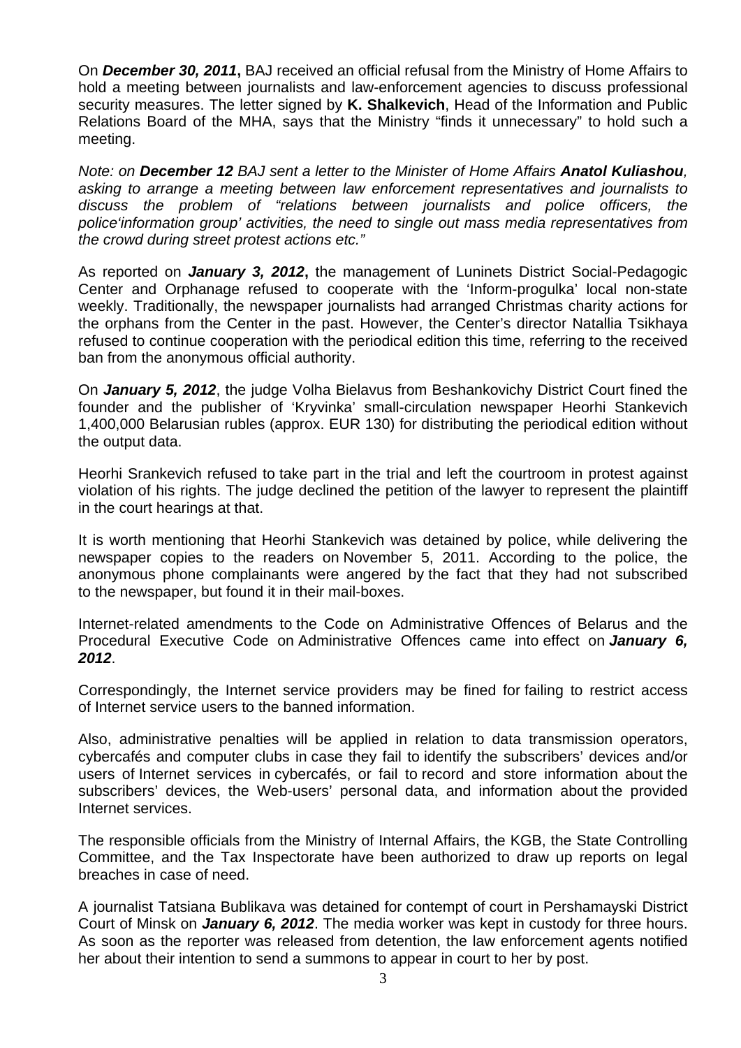On ***December 30, 2011***, BAJ received an official refusal from the Ministry of Home Affairs to hold a meeting between journalists and law-enforcement agencies to discuss professional security measures. The letter signed by **K. Shalkevich**, Head of the Information and Public Relations Board of the MHA, says that the Ministry "finds it unnecessary" to hold such a meeting.

*Note: on **December 12** BAJ sent a letter to the Minister of Home Affairs **Anatol Kuliashou**, asking to arrange a meeting between law enforcement representatives and journalists to discuss the problem of "relations between journalists and police officers, the police'information group' activities, the need to single out mass media representatives from the crowd during street protest actions etc."*

As reported on ***January 3, 2012***, the management of Luninets District Social-Pedagogic Center and Orphanage refused to cooperate with the 'Inform-progulka' local non-state weekly. Traditionally, the newspaper journalists had arranged Christmas charity actions for the orphans from the Center in the past. However, the Center's director Natallia Tsikhaya refused to continue cooperation with the periodical edition this time, referring to the received ban from the anonymous official authority.

On ***January 5, 2012***, the judge Volha Bielavus from Beshankovichy District Court fined the founder and the publisher of 'Kryvinka' small-circulation newspaper Heorhi Stankevich 1,400,000 Belarusian rubles (approx. EUR 130) for distributing the periodical edition without the output data.

Heorhi Srankevich refused to take part in the trial and left the courtroom in protest against violation of his rights. The judge declined the petition of the lawyer to represent the plaintiff in the court hearings at that.

It is worth mentioning that Heorhi Stankevich was detained by police, while delivering the newspaper copies to the readers on November 5, 2011. According to the police, the anonymous phone complainants were angered by the fact that they had not subscribed to the newspaper, but found it in their mail-boxes.

Internet-related amendments to the Code on Administrative Offences of Belarus and the Procedural Executive Code on Administrative Offences came into effect on ***January 6, 2012***.

Correspondingly, the Internet service providers may be fined for failing to restrict access of Internet service users to the banned information.

Also, administrative penalties will be applied in relation to data transmission operators, cybercafés and computer clubs in case they fail to identify the subscribers' devices and/or users of Internet services in cybercafés, or fail to record and store information about the subscribers' devices, the Web-users' personal data, and information about the provided Internet services.

The responsible officials from the Ministry of Internal Affairs, the KGB, the State Controlling Committee, and the Tax Inspectorate have been authorized to draw up reports on legal breaches in case of need.

A journalist Tatsiana Bublikava was detained for contempt of court in Pershamayski District Court of Minsk on ***January 6, 2012***. The media worker was kept in custody for three hours. As soon as the reporter was released from detention, the law enforcement agents notified her about their intention to send a summons to appear in court to her by post.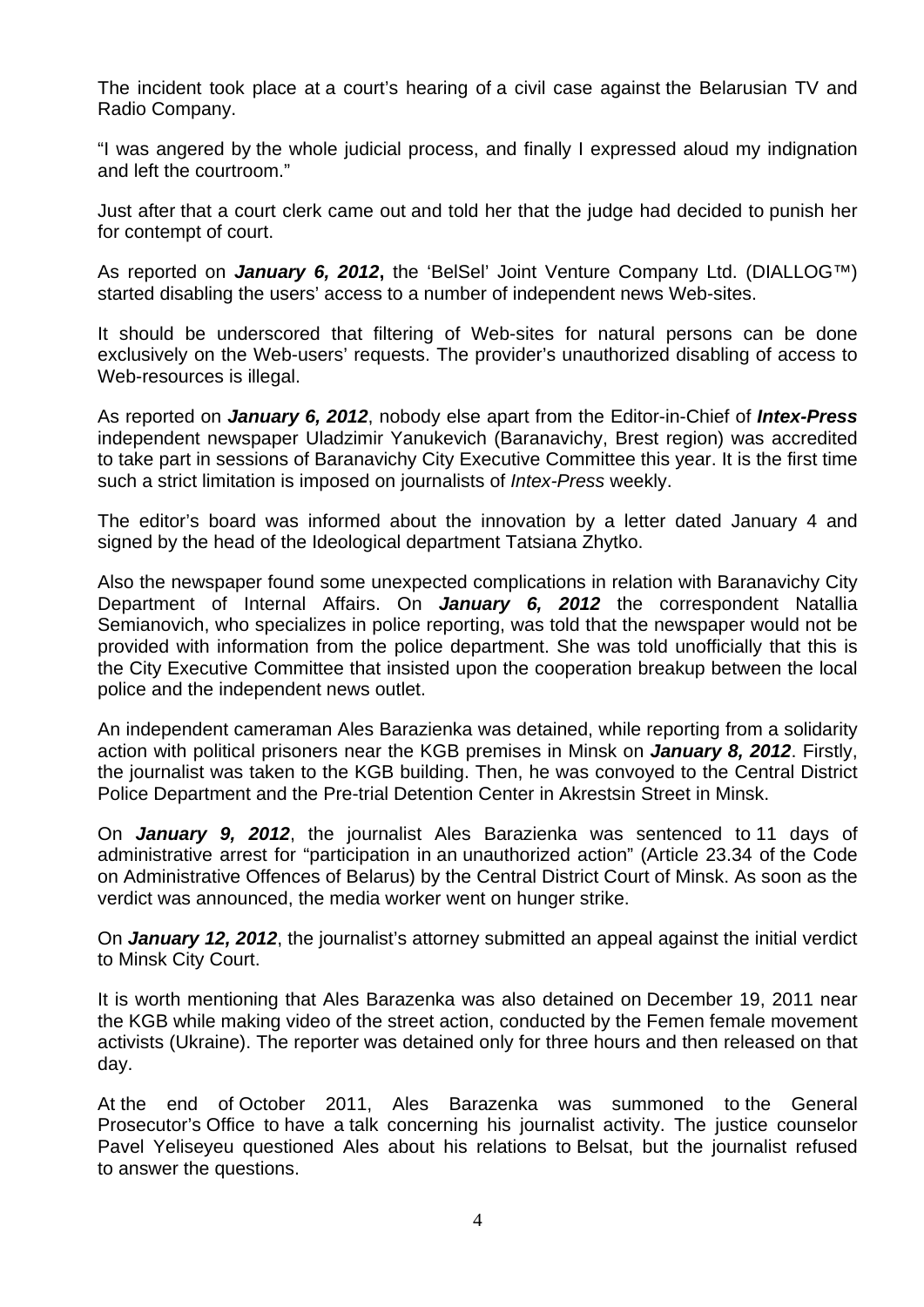The incident took place at a court's hearing of a civil case against the Belarusian TV and Radio Company.

"I was angered by the whole judicial process, and finally I expressed aloud my indignation and left the courtroom."

Just after that a court clerk came out and told her that the judge had decided to punish her for contempt of court.

As reported on ***January 6, 2012*****,** the 'BelSel' Joint Venture Company Ltd. (DIALLOG™) started disabling the users' access to a number of independent news Web-sites.

It should be underscored that filtering of Web-sites for natural persons can be done exclusively on the Web-users' requests. The provider's unauthorized disabling of access to Web-resources is illegal.

As reported on ***January 6, 2012***, nobody else apart from the Editor-in-Chief of ***Intex-Press*** independent newspaper Uladzimir Yanukevich (Baranavichy, Brest region) was accredited to take part in sessions of Baranavichy City Executive Committee this year. It is the first time such a strict limitation is imposed on journalists of *Intex-Press* weekly.

The editor's board was informed about the innovation by a letter dated January 4 and signed by the head of the Ideological department Tatsiana Zhytko.

Also the newspaper found some unexpected complications in relation with Baranavichy City Department of Internal Affairs. On ***January 6, 2012*** the correspondent Natallia Semianovich, who specializes in police reporting, was told that the newspaper would not be provided with information from the police department. She was told unofficially that this is the City Executive Committee that insisted upon the cooperation breakup between the local police and the independent news outlet.

An independent cameraman Ales Barazienka was detained, while reporting from a solidarity action with political prisoners near the KGB premises in Minsk on ***January 8, 2012***. Firstly, the journalist was taken to the KGB building. Then, he was convoyed to the Central District Police Department and the Pre-trial Detention Center in Akrestsin Street in Minsk.

On ***January 9, 2012***, the journalist Ales Barazienka was sentenced to 11 days of administrative arrest for "participation in an unauthorized action" (Article 23.34 of the Code on Administrative Offences of Belarus) by the Central District Court of Minsk. As soon as the verdict was announced, the media worker went on hunger strike.

On ***January 12, 2012***, the journalist's attorney submitted an appeal against the initial verdict to Minsk City Court.

It is worth mentioning that Ales Barazenka was also detained on December 19, 2011 near the KGB while making video of the street action, conducted by the Femen female movement activists (Ukraine). The reporter was detained only for three hours and then released on that day.

At the end of October 2011, Ales Barazenka was summoned to the General Prosecutor's Office to have a talk concerning his journalist activity. The justice counselor Pavel Yeliseyeu questioned Ales about his relations to Belsat, but the journalist refused to answer the questions.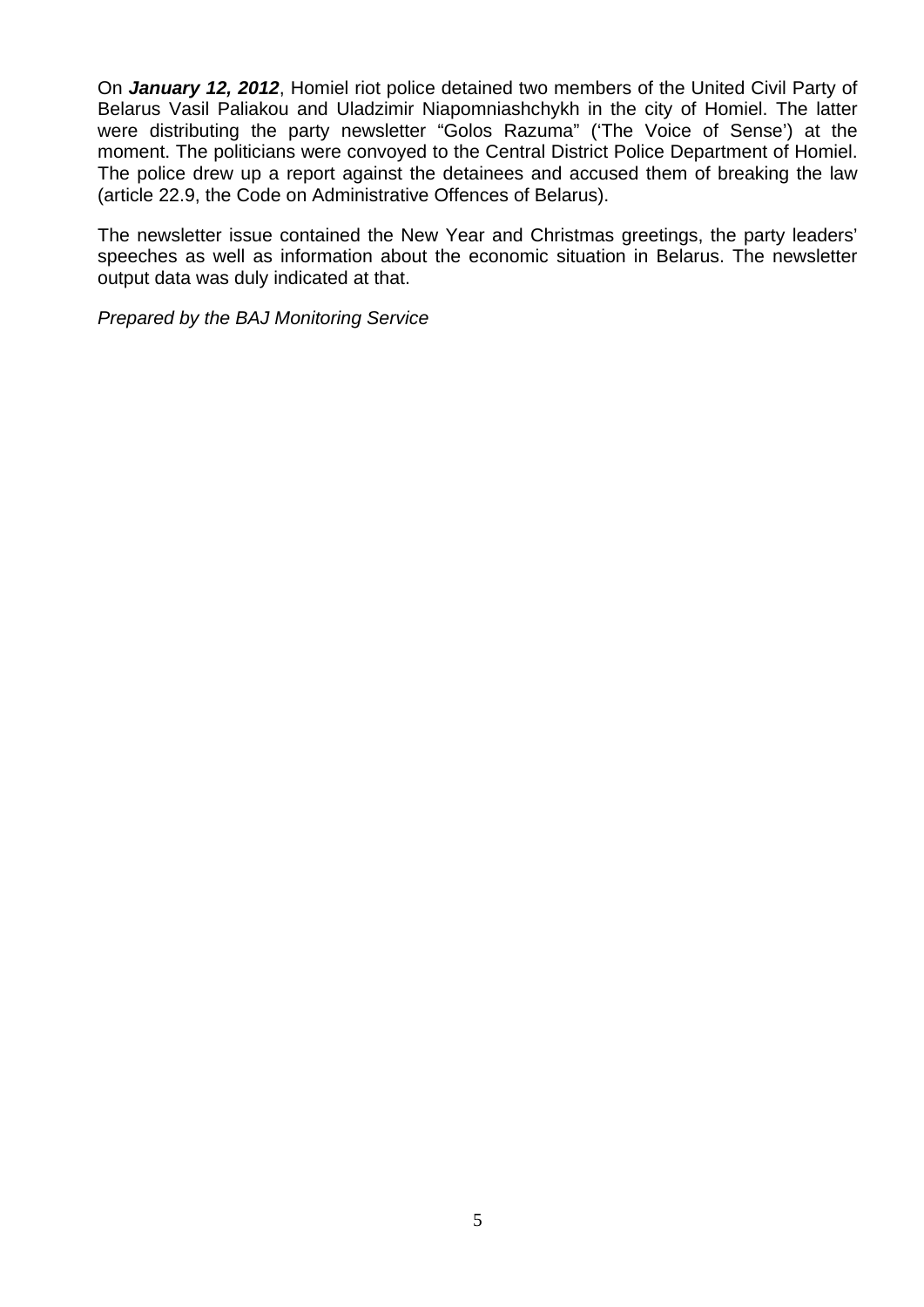On ***January 12, 2012***, Homiel riot police detained two members of the United Civil Party of Belarus Vasil Paliakou and Uladzimir Niapomniashchykh in the city of Homiel. The latter were distributing the party newsletter "Golos Razuma" ('The Voice of Sense') at the moment. The politicians were convoyed to the Central District Police Department of Homiel. The police drew up a report against the detainees and accused them of breaking the law (article 22.9, the Code on Administrative Offences of Belarus).

The newsletter issue contained the New Year and Christmas greetings, the party leaders' speeches as well as information about the economic situation in Belarus. The newsletter output data was duly indicated at that.

*Prepared by the BAJ Monitoring Service*